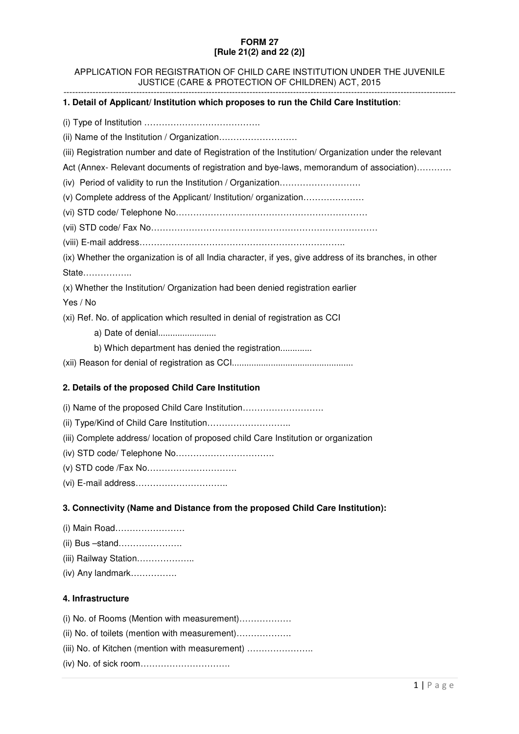**FORM 27**
**[Rule 21(2) and 22 (2)]**

APPLICATION FOR REGISTRATION OF CHILD CARE INSTITUTION UNDER THE JUVENILE JUSTICE (CARE & PROTECTION OF CHILDREN) ACT, 2015

---

**1. Detail of Applicant/ Institution which proposes to run the Child Care Institution**:

(i) Type of Institution ………………………………….

(ii) Name of the Institution / Organization………………………

(iii) Registration number and date of Registration of the Institution/ Organization under the relevant Act (Annex- Relevant documents of registration and bye-laws, memorandum of association)…………

(iv) Period of validity to run the Institution / Organization………………………

(v) Complete address of the Applicant/ Institution/ organization…………………

(vi) STD code/ Telephone No…………………………………………………………

(vii) STD code/ Fax No……………………………………………………………………

(viii) E-mail address……………………………………………………………..

(ix) Whether the organization is of all India character, if yes, give address of its branches, in other State……………..

(x) Whether the Institution/ Organization had been denied registration earlier

Yes / No

(xi) Ref. No. of application which resulted in denial of registration as CCI

a) Date of denial........................

b) Which department has denied the registration.............

(xii) Reason for denial of registration as CCI.................................................

**2. Details of the proposed Child Care Institution**

(i) Name of the proposed Child Care Institution……………………….

(ii) Type/Kind of Child Care Institution………………………..

(iii) Complete address/ location of proposed child Care Institution or organization

(iv) STD code/ Telephone No…………………………….

(v) STD code /Fax No………………………….

(vi) E-mail address…………………………..

**3. Connectivity (Name and Distance from the proposed Child Care Institution):**

(i) Main Road……………………

(ii) Bus –stand………………….

(iii) Railway Station………………..

(iv) Any landmark…………….

**4. Infrastructure**

(i) No. of Rooms (Mention with measurement)………………

(ii) No. of toilets (mention with measurement)……………….

(iii) No. of Kitchen (mention with measurement) …………………..

(iv) No. of sick room………………………….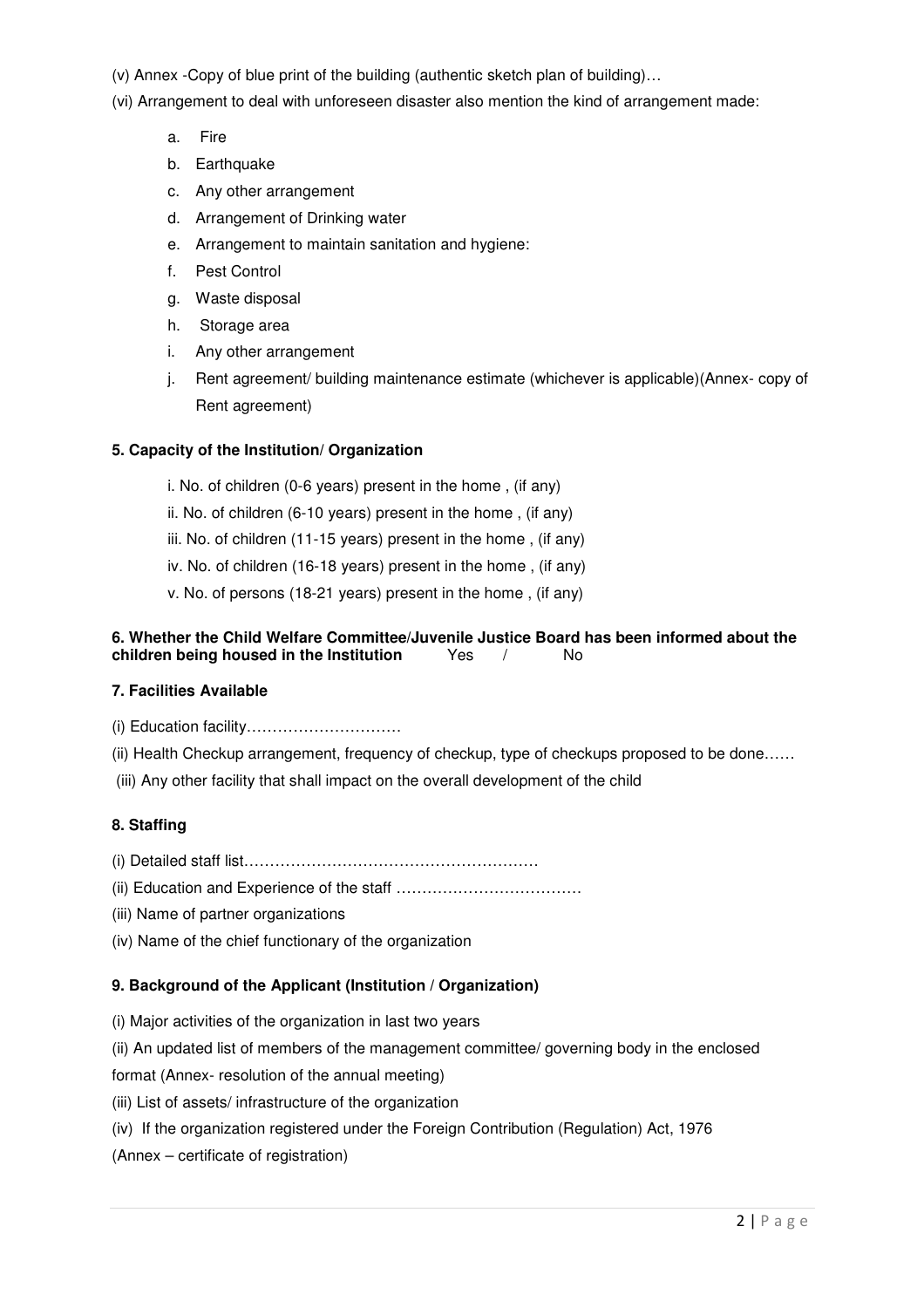(v) Annex -Copy of blue print of the building (authentic sketch plan of building)…

(vi) Arrangement to deal with unforeseen disaster also mention the kind of arrangement made:

a. Fire
b. Earthquake
c. Any other arrangement
d. Arrangement of Drinking water
e. Arrangement to maintain sanitation and hygiene:
f. Pest Control
g. Waste disposal
h. Storage area
i. Any other arrangement
j. Rent agreement/ building maintenance estimate (whichever is applicable)(Annex- copy of Rent agreement)

**5. Capacity of the Institution/ Organization**

i. No. of children (0-6 years) present in the home , (if any)

ii. No. of children (6-10 years) present in the home , (if any)

iii. No. of children (11-15 years) present in the home , (if any)

iv. No. of children (16-18 years) present in the home , (if any)

v. No. of persons (18-21 years) present in the home , (if any)

**6. Whether the Child Welfare Committee/Juvenile Justice Board has been informed about the children being housed in the Institution** Yes / No

**7. Facilities Available**

(i) Education facility…………………………

(ii) Health Checkup arrangement, frequency of checkup, type of checkups proposed to be done……

(iii) Any other facility that shall impact on the overall development of the child

**8. Staffing**

(i) Detailed staff list…………………………………………………

(ii) Education and Experience of the staff ………………………………

(iii) Name of partner organizations

(iv) Name of the chief functionary of the organization

**9. Background of the Applicant (Institution / Organization)**

(i) Major activities of the organization in last two years

(ii) An updated list of members of the management committee/ governing body in the enclosed format (Annex- resolution of the annual meeting)

(iii) List of assets/ infrastructure of the organization

(iv) If the organization registered under the Foreign Contribution (Regulation) Act, 1976 (Annex – certificate of registration)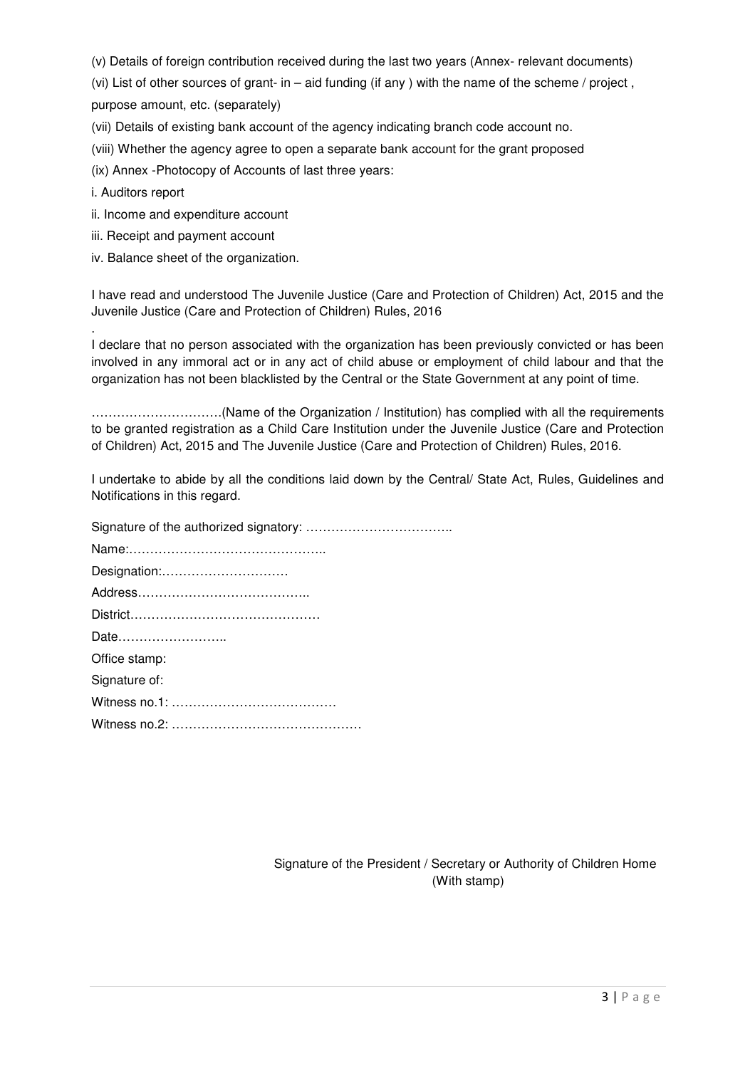(v) Details of foreign contribution received during the last two years (Annex- relevant documents)

(vi) List of other sources of grant- in – aid funding (if any ) with the name of the scheme / project , purpose amount, etc. (separately)

(vii) Details of existing bank account of the agency indicating branch code account no.

(viii) Whether the agency agree to open a separate bank account for the grant proposed

(ix) Annex -Photocopy of Accounts of last three years:

i. Auditors report

ii. Income and expenditure account

iii. Receipt and payment account

iv. Balance sheet of the organization.

I have read and understood The Juvenile Justice (Care and Protection of Children) Act, 2015 and the Juvenile Justice (Care and Protection of Children) Rules, 2016

.

I declare that no person associated with the organization has been previously convicted or has been involved in any immoral act or in any act of child abuse or employment of child labour and that the organization has not been blacklisted by the Central or the State Government at any point of time.

…………………………(Name of the Organization / Institution) has complied with all the requirements to be granted registration as a Child Care Institution under the Juvenile Justice (Care and Protection of Children) Act, 2015 and The Juvenile Justice (Care and Protection of Children) Rules, 2016.

I undertake to abide by all the conditions laid down by the Central/ State Act, Rules, Guidelines and Notifications in this regard.

Signature of the authorized signatory: ……………………………..

Name:………………………………………..

Designation:…………………………

Address…………………………………..

District………………………………………

Date……………………..

Office stamp:

Signature of:

Witness no.1: …………………………………

Witness no.2: ………………………………………

Signature of the President / Secretary or Authority of Children Home
(With stamp)